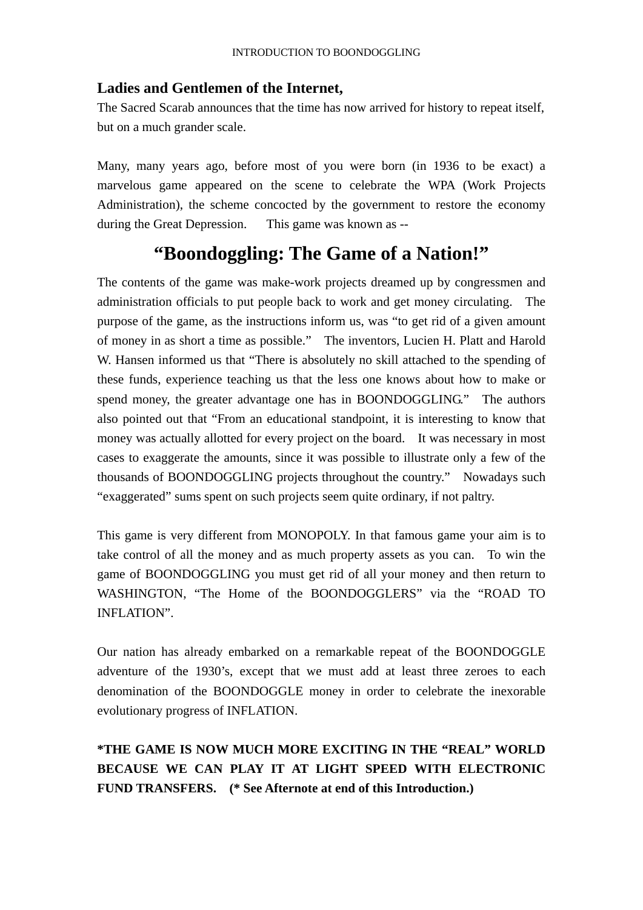INTRODUCTION TO BOONDOGGLING

**Ladies and Gentlemen of the Internet,**

The Sacred Scarab announces that the time has now arrived for history to repeat itself, but on a much grander scale.

Many, many years ago, before most of you were born (in 1936 to be exact) a marvelous game appeared on the scene to celebrate the WPA (Work Projects Administration), the scheme concocted by the government to restore the economy during the Great Depression. This game was known as --

# "Boondoggling: The Game of a Nation!"

The contents of the game was make-work projects dreamed up by congressmen and administration officials to put people back to work and get money circulating. The purpose of the game, as the instructions inform us, was "to get rid of a given amount of money in as short a time as possible." The inventors, Lucien H. Platt and Harold W. Hansen informed us that "There is absolutely no skill attached to the spending of these funds, experience teaching us that the less one knows about how to make or spend money, the greater advantage one has in BOONDOGGLING." The authors also pointed out that "From an educational standpoint, it is interesting to know that money was actually allotted for every project on the board. It was necessary in most cases to exaggerate the amounts, since it was possible to illustrate only a few of the thousands of BOONDOGGLING projects throughout the country." Nowadays such "exaggerated" sums spent on such projects seem quite ordinary, if not paltry.

This game is very different from MONOPOLY. In that famous game your aim is to take control of all the money and as much property assets as you can. To win the game of BOONDOGGLING you must get rid of all your money and then return to WASHINGTON, "The Home of the BOONDOGGLERS" via the "ROAD TO INFLATION".

Our nation has already embarked on a remarkable repeat of the BOONDOGGLE adventure of the 1930's, except that we must add at least three zeroes to each denomination of the BOONDOGGLE money in order to celebrate the inexorable evolutionary progress of INFLATION.

**\*THE GAME IS NOW MUCH MORE EXCITING IN THE "REAL" WORLD BECAUSE WE CAN PLAY IT AT LIGHT SPEED WITH ELECTRONIC FUND TRANSFERS. (\* See Afternote at end of this Introduction.)**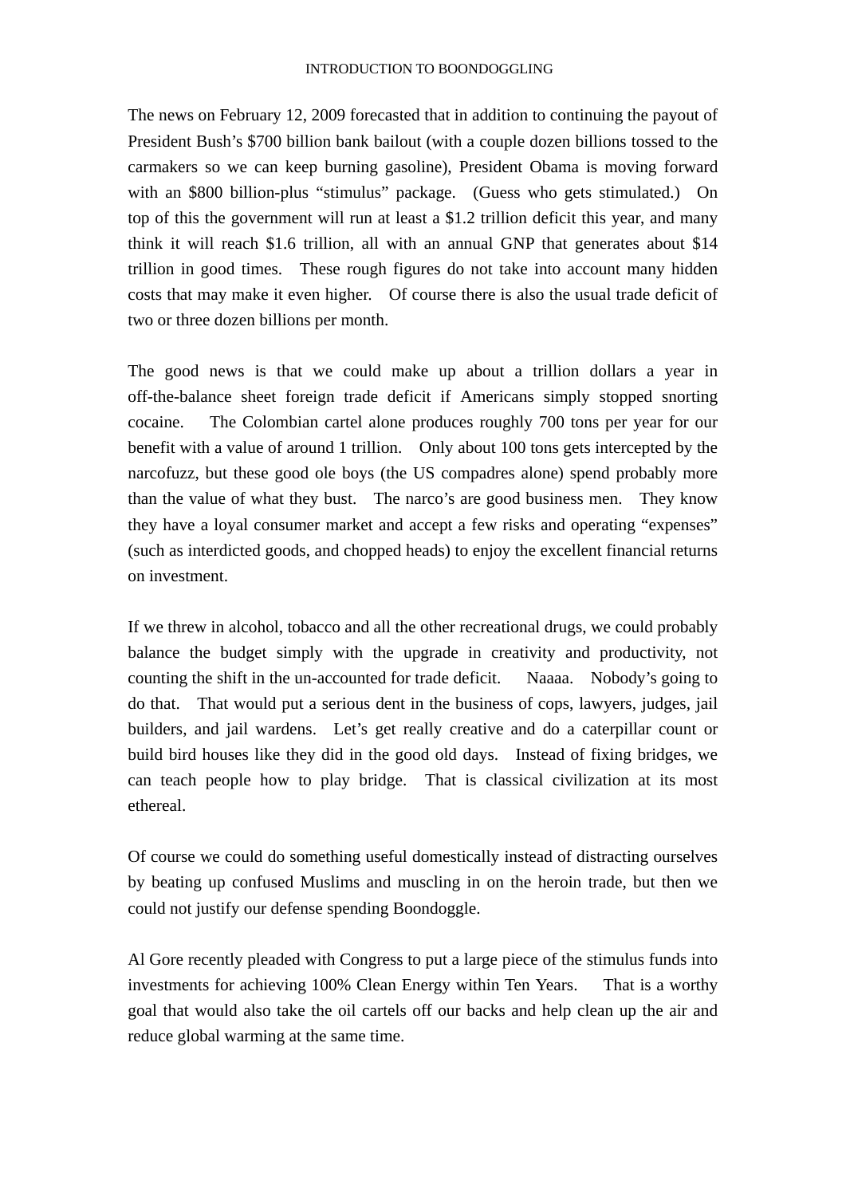INTRODUCTION TO BOONDOGGLING

The news on February 12, 2009 forecasted that in addition to continuing the payout of President Bush's $700 billion bank bailout (with a couple dozen billions tossed to the carmakers so we can keep burning gasoline), President Obama is moving forward with an $800 billion-plus "stimulus" package. (Guess who gets stimulated.) On top of this the government will run at least a $1.2 trillion deficit this year, and many think it will reach $1.6 trillion, all with an annual GNP that generates about $14 trillion in good times. These rough figures do not take into account many hidden costs that may make it even higher. Of course there is also the usual trade deficit of two or three dozen billions per month.

The good news is that we could make up about a trillion dollars a year in off-the-balance sheet foreign trade deficit if Americans simply stopped snorting cocaine. The Colombian cartel alone produces roughly 700 tons per year for our benefit with a value of around 1 trillion. Only about 100 tons gets intercepted by the narcofuzz, but these good ole boys (the US compadres alone) spend probably more than the value of what they bust. The narco's are good business men. They know they have a loyal consumer market and accept a few risks and operating "expenses" (such as interdicted goods, and chopped heads) to enjoy the excellent financial returns on investment.

If we threw in alcohol, tobacco and all the other recreational drugs, we could probably balance the budget simply with the upgrade in creativity and productivity, not counting the shift in the un-accounted for trade deficit. Naaaa. Nobody's going to do that. That would put a serious dent in the business of cops, lawyers, judges, jail builders, and jail wardens. Let's get really creative and do a caterpillar count or build bird houses like they did in the good old days. Instead of fixing bridges, we can teach people how to play bridge. That is classical civilization at its most ethereal.

Of course we could do something useful domestically instead of distracting ourselves by beating up confused Muslims and muscling in on the heroin trade, but then we could not justify our defense spending Boondoggle.

Al Gore recently pleaded with Congress to put a large piece of the stimulus funds into investments for achieving 100% Clean Energy within Ten Years. That is a worthy goal that would also take the oil cartels off our backs and help clean up the air and reduce global warming at the same time.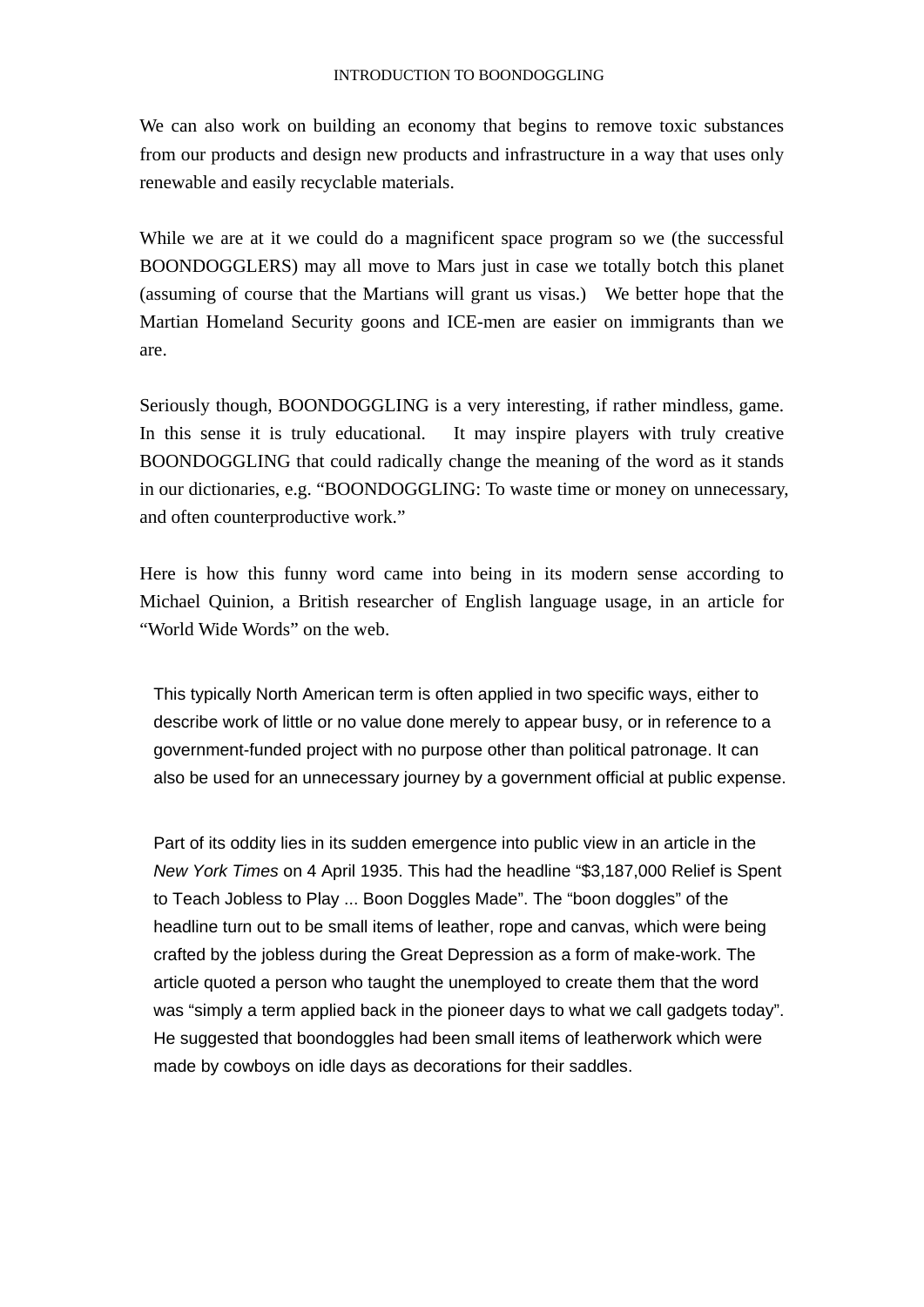We can also work on building an economy that begins to remove toxic substances from our products and design new products and infrastructure in a way that uses only renewable and easily recyclable materials.

While we are at it we could do a magnificent space program so we (the successful BOONDOGGLERS) may all move to Mars just in case we totally botch this planet (assuming of course that the Martians will grant us visas.)   We better hope that the Martian Homeland Security goons and ICE-men are easier on immigrants than we are.

Seriously though, BOONDOGGLING is a very interesting, if rather mindless, game. In this sense it is truly educational.   It may inspire players with truly creative BOONDOGGLING that could radically change the meaning of the word as it stands in our dictionaries, e.g. “BOONDOGGLING: To waste time or money on unnecessary, and often counterproductive work.”

Here is how this funny word came into being in its modern sense according to Michael Quinion, a British researcher of English language usage, in an article for “World Wide Words” on the web.

> This typically North American term is often applied in two specific ways, either to describe work of little or no value done merely to appear busy, or in reference to a government-funded project with no purpose other than political patronage. It can also be used for an unnecessary journey by a government official at public expense.
>
> Part of its oddity lies in its sudden emergence into public view in an article in the *New York Times* on 4 April 1935. This had the headline “$3,187,000 Relief is Spent to Teach Jobless to Play ... Boon Doggles Made”. The “boon doggles” of the headline turn out to be small items of leather, rope and canvas, which were being crafted by the jobless during the Great Depression as a form of make-work. The article quoted a person who taught the unemployed to create them that the word was “simply a term applied back in the pioneer days to what we call gadgets today”. He suggested that boondoggles had been small items of leatherwork which were made by cowboys on idle days as decorations for their saddles.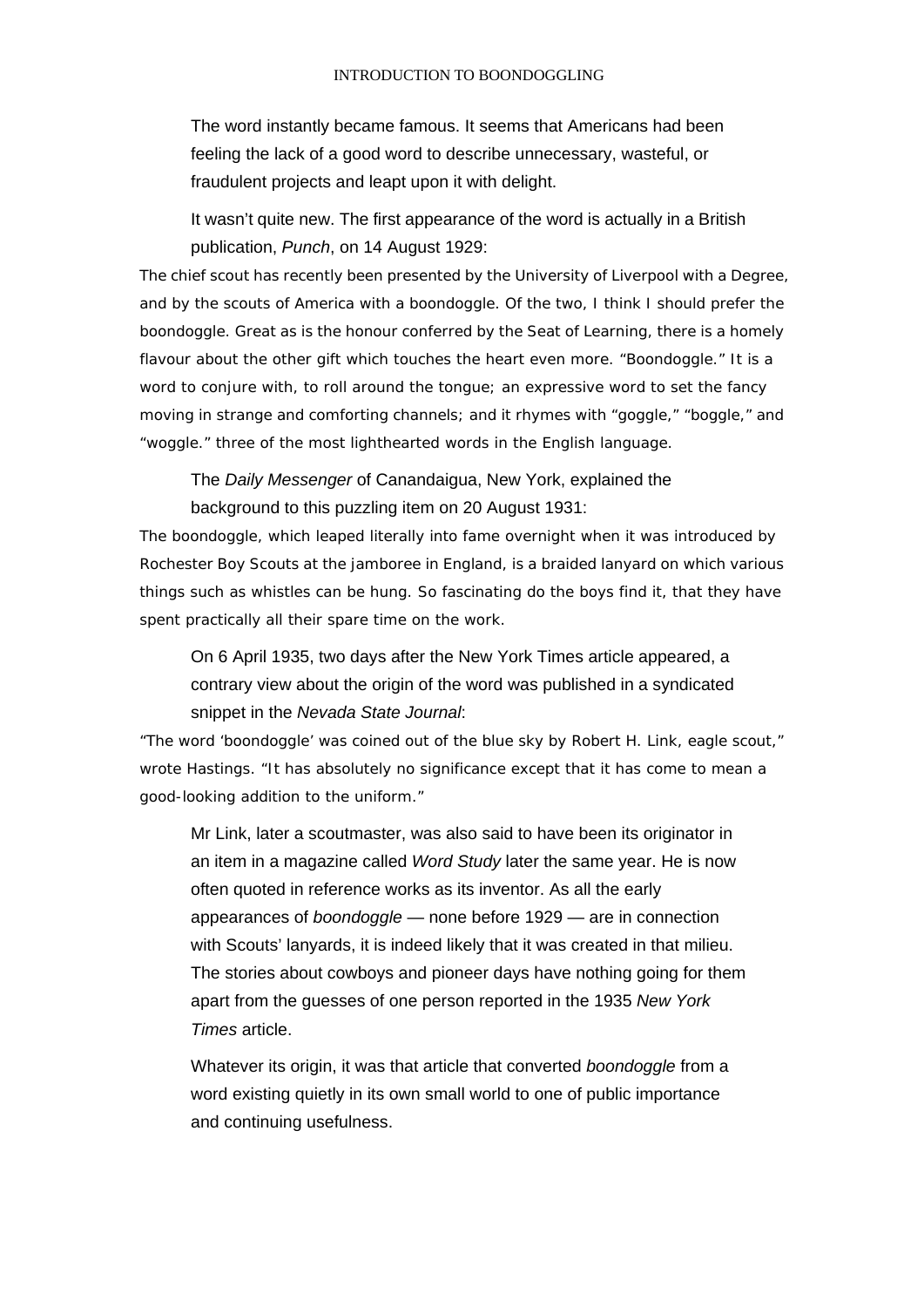The word instantly became famous. It seems that Americans had been feeling the lack of a good word to describe unnecessary, wasteful, or fraudulent projects and leapt upon it with delight.

It wasn't quite new. The first appearance of the word is actually in a British publication, *Punch*, on 14 August 1929:

> The chief scout has recently been presented by the University of Liverpool with a Degree, and by the scouts of America with a boondoggle. Of the two, I think I should prefer the boondoggle. Great as is the honour conferred by the Seat of Learning, there is a homely flavour about the other gift which touches the heart even more. "Boondoggle." It is a word to conjure with, to roll around the tongue; an expressive word to set the fancy moving in strange and comforting channels; and it rhymes with "goggle," "boggle," and "woggle." three of the most lighthearted words in the English language.

The *Daily Messenger* of Canandaigua, New York, explained the background to this puzzling item on 20 August 1931:

> The boondoggle, which leaped literally into fame overnight when it was introduced by Rochester Boy Scouts at the jamboree in England, is a braided lanyard on which various things such as whistles can be hung. So fascinating do the boys find it, that they have spent practically all their spare time on the work.

On 6 April 1935, two days after the New York Times article appeared, a contrary view about the origin of the word was published in a syndicated snippet in the *Nevada State Journal*:

> "The word 'boondoggle' was coined out of the blue sky by Robert H. Link, eagle scout," wrote Hastings. "It has absolutely no significance except that it has come to mean a good-looking addition to the uniform."

Mr Link, later a scoutmaster, was also said to have been its originator in an item in a magazine called *Word Study* later the same year. He is now often quoted in reference works as its inventor. As all the early appearances of *boondoggle* — none before 1929 — are in connection with Scouts' lanyards, it is indeed likely that it was created in that milieu. The stories about cowboys and pioneer days have nothing going for them apart from the guesses of one person reported in the 1935 *New York Times* article.

Whatever its origin, it was that article that converted *boondoggle* from a word existing quietly in its own small world to one of public importance and continuing usefulness.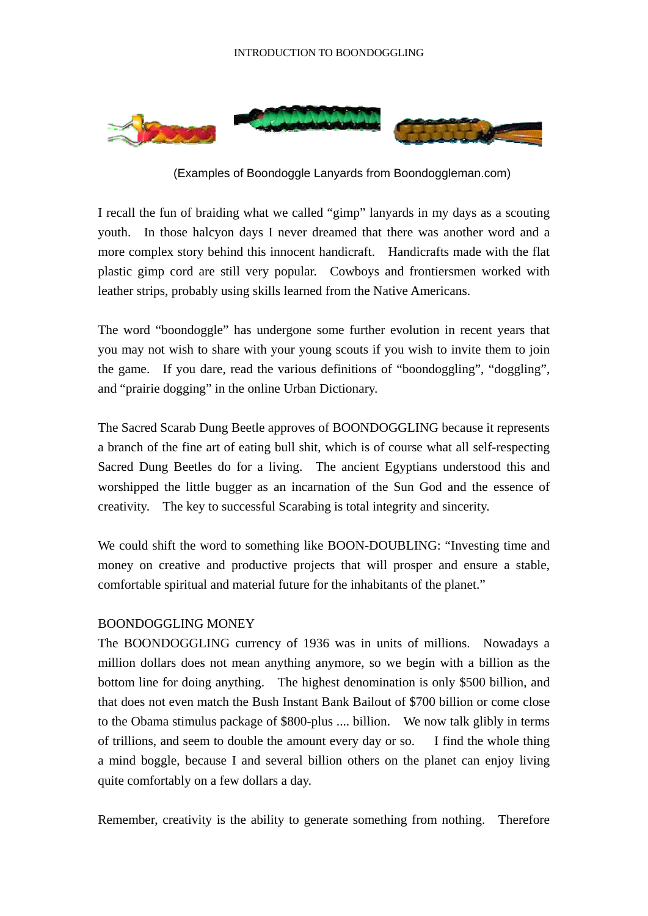(Examples of Boondoggle Lanyards from Boondoggleman.com)

I recall the fun of braiding what we called “gimp” lanyards in my days as a scouting youth. In those halcyon days I never dreamed that there was another word and a more complex story behind this innocent handicraft. Handicrafts made with the flat plastic gimp cord are still very popular. Cowboys and frontiersmen worked with leather strips, probably using skills learned from the Native Americans.

The word “boondoggle” has undergone some further evolution in recent years that you may not wish to share with your young scouts if you wish to invite them to join the game. If you dare, read the various definitions of “boondoggling”, “doggling”, and “prairie dogging” in the online Urban Dictionary.

The Sacred Scarab Dung Beetle approves of BOONDOGGLING because it represents a branch of the fine art of eating bull shit, which is of course what all self-respecting Sacred Dung Beetles do for a living. The ancient Egyptians understood this and worshipped the little bugger as an incarnation of the Sun God and the essence of creativity. The key to successful Scarabing is total integrity and sincerity.

We could shift the word to something like BOON-DOUBLING: “Investing time and money on creative and productive projects that will prosper and ensure a stable, comfortable spiritual and material future for the inhabitants of the planet.”

BOONDOGGLING MONEY

The BOONDOGGLING currency of 1936 was in units of millions. Nowadays a million dollars does not mean anything anymore, so we begin with a billion as the bottom line for doing anything. The highest denomination is only $500 billion, and that does not even match the Bush Instant Bank Bailout of $700 billion or come close to the Obama stimulus package of $800-plus .... billion. We now talk glibly in terms of trillions, and seem to double the amount every day or so. I find the whole thing a mind boggle, because I and several billion others on the planet can enjoy living quite comfortably on a few dollars a day.

Remember, creativity is the ability to generate something from nothing. Therefore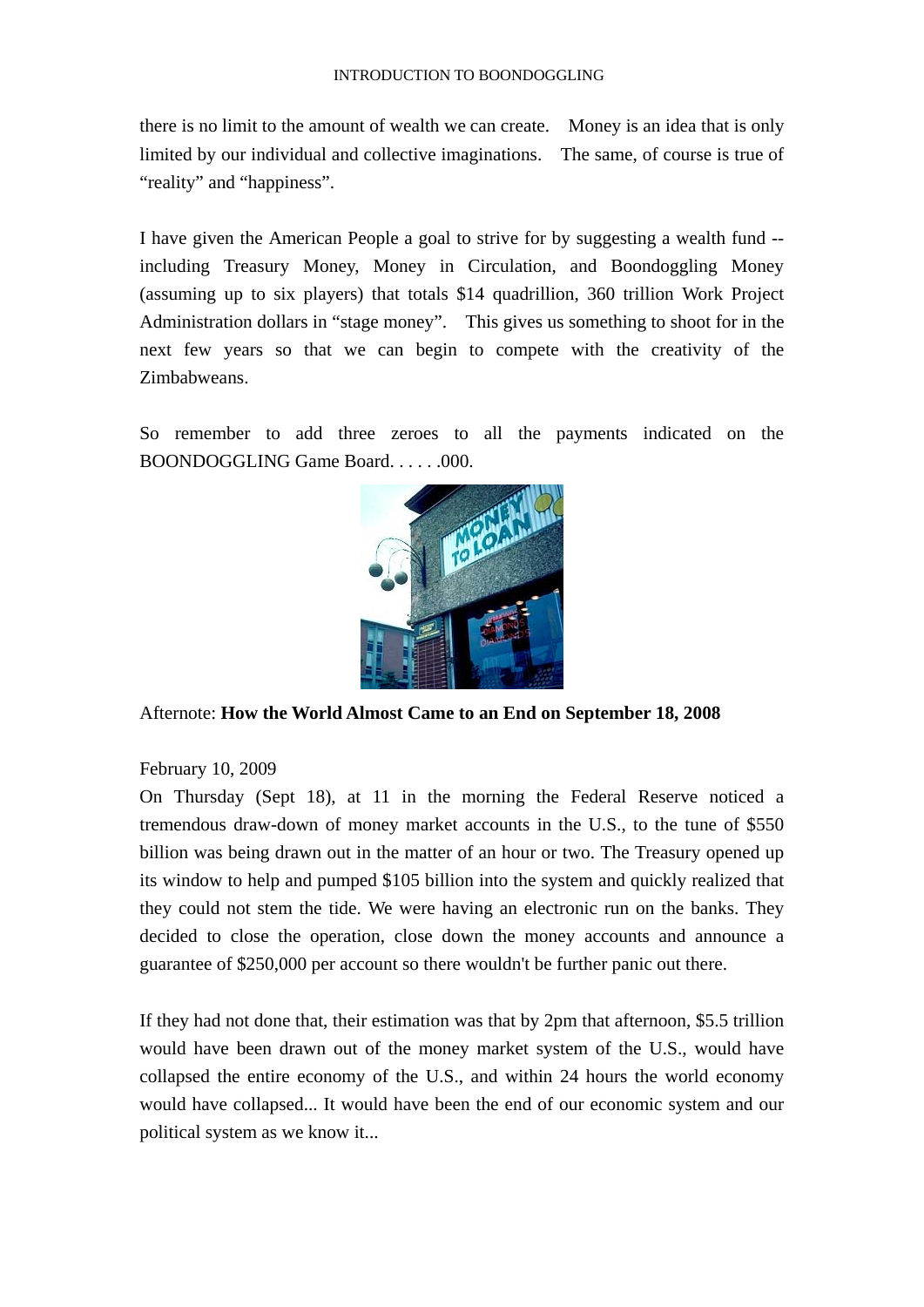there is no limit to the amount of wealth we can create. Money is an idea that is only limited by our individual and collective imaginations. The same, of course is true of "reality" and "happiness".

I have given the American People a goal to strive for by suggesting a wealth fund -- including Treasury Money, Money in Circulation, and Boondoggling Money (assuming up to six players) that totals $14 quadrillion, 360 trillion Work Project Administration dollars in "stage money". This gives us something to shoot for in the next few years so that we can begin to compete with the creativity of the Zimbabweans.

So remember to add three zeroes to all the payments indicated on the BOONDOGGLING Game Board. . . . . .000.

Afternote: **How the World Almost Came to an End on September 18, 2008**

February 10, 2009

On Thursday (Sept 18), at 11 in the morning the Federal Reserve noticed a tremendous draw-down of money market accounts in the U.S., to the tune of $550 billion was being drawn out in the matter of an hour or two. The Treasury opened up its window to help and pumped $105 billion into the system and quickly realized that they could not stem the tide. We were having an electronic run on the banks. They decided to close the operation, close down the money accounts and announce a guarantee of $250,000 per account so there wouldn't be further panic out there.

If they had not done that, their estimation was that by 2pm that afternoon, $5.5 trillion would have been drawn out of the money market system of the U.S., would have collapsed the entire economy of the U.S., and within 24 hours the world economy would have collapsed... It would have been the end of our economic system and our political system as we know it...